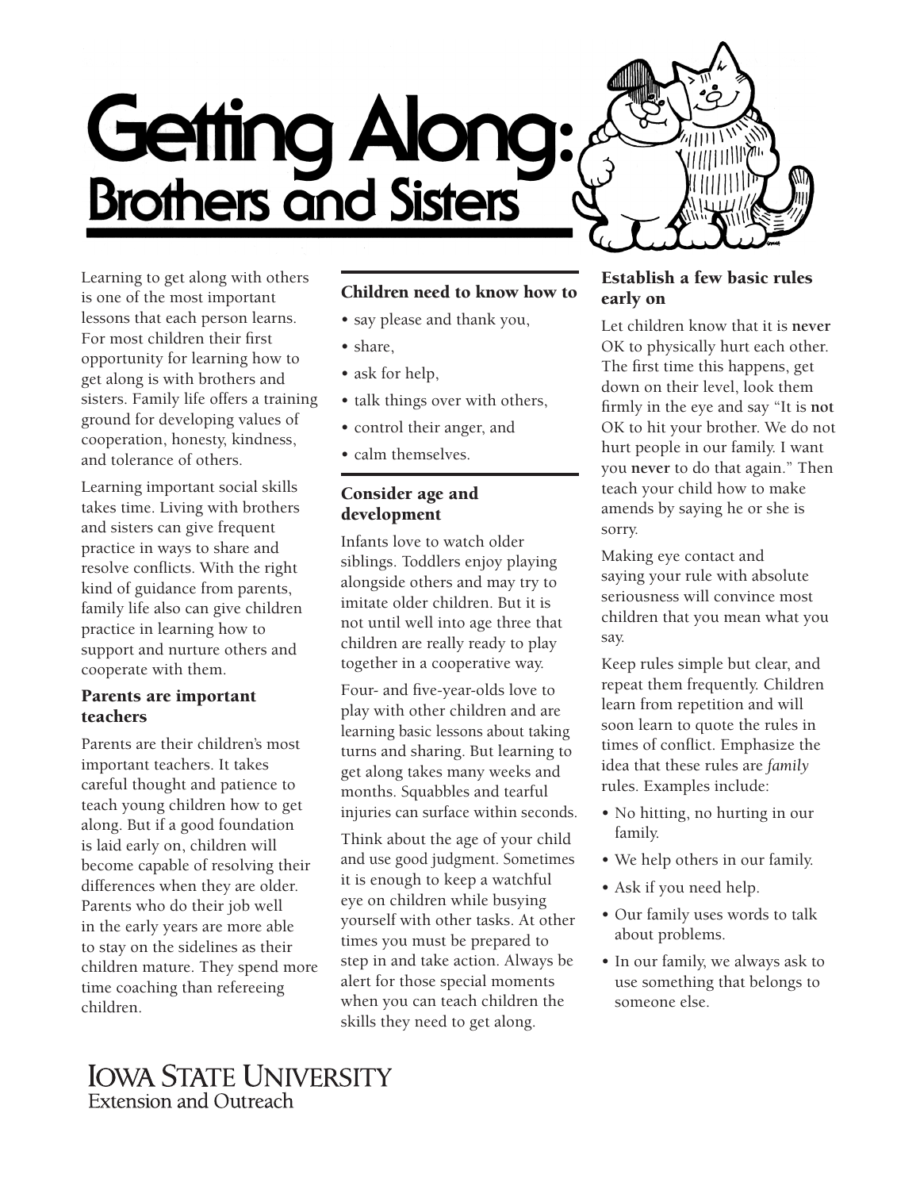# Getting Along: Brothers and Sisters

Learning to get along with others is one of the most important lessons that each person learns. For most children their first opportunity for learning how to get along is with brothers and sisters. Family life offers a training ground for developing values of cooperation, honesty, kindness, and tolerance of others.

Learning important social skills takes time. Living with brothers and sisters can give frequent practice in ways to share and resolve conflicts. With the right kind of guidance from parents, family life also can give children practice in learning how to support and nurture others and cooperate with them.

## Parents are important teachers

Parents are their children's most important teachers. It takes careful thought and patience to teach young children how to get along. But if a good foundation is laid early on, children will become capable of resolving their differences when they are older. Parents who do their job well in the early years are more able to stay on the sidelines as their children mature. They spend more time coaching than refereeing children.

## Children need to know how to

- say please and thank you,
- share,
- ask for help,
- talk things over with others,
- control their anger, and
- calm themselves.

## Consider age and development

Infants love to watch older siblings. Toddlers enjoy playing alongside others and may try to imitate older children. But it is not until well into age three that children are really ready to play together in a cooperative way.

Four- and five-year-olds love to play with other children and are learning basic lessons about taking turns and sharing. But learning to get along takes many weeks and months. Squabbles and tearful injuries can surface within seconds.

Think about the age of your child and use good judgment. Sometimes it is enough to keep a watchful eye on children while busying yourself with other tasks. At other times you must be prepared to step in and take action. Always be alert for those special moments when you can teach children the skills they need to get along.

## Establish a few basic rules early on

Let children know that it is **never** OK to physically hurt each other. The first time this happens, get down on their level, look them firmly in the eye and say "It is **not** OK to hit your brother. We do not hurt people in our family. I want you **never** to do that again." Then teach your child how to make amends by saying he or she is sorry.

Making eye contact and saying your rule with absolute seriousness will convince most children that you mean what you say.

Keep rules simple but clear, and repeat them frequently. Children learn from repetition and will soon learn to quote the rules in times of conflict. Emphasize the idea that these rules are *family* rules. Examples include:

- No hitting, no hurting in our family.
- We help others in our family.
- Ask if you need help.
- Our family uses words to talk about problems.
- In our family, we always ask to use something that belongs to someone else.

Iowa State University
Extension and Outreach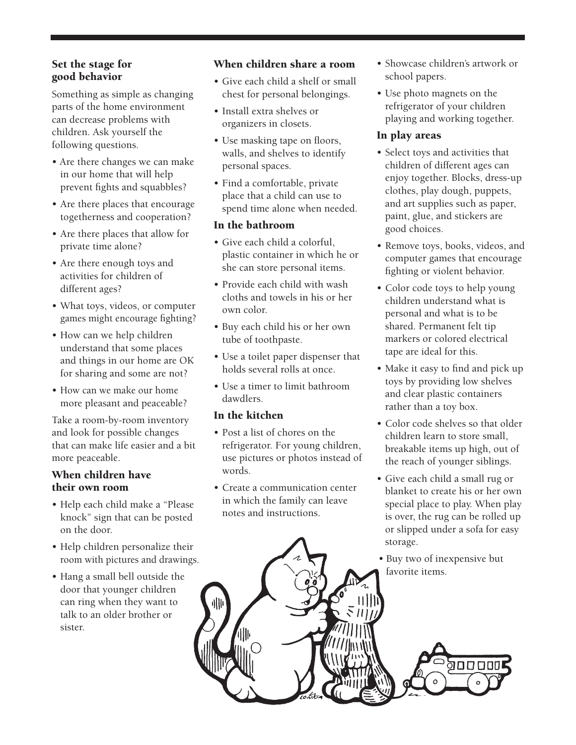## Set the stage for good behavior

Something as simple as changing parts of the home environment can decrease problems with children. Ask yourself the following questions.

- Are there changes we can make in our home that will help prevent fights and squabbles?
- Are there places that encourage togetherness and cooperation?
- Are there places that allow for private time alone?
- Are there enough toys and activities for children of different ages?
- What toys, videos, or computer games might encourage fighting?
- How can we help children understand that some places and things in our home are OK for sharing and some are not?
- How can we make our home more pleasant and peaceable?

Take a room-by-room inventory and look for possible changes that can make life easier and a bit more peaceable.

### When children have their own room

- Help each child make a "Please knock" sign that can be posted on the door.
- Help children personalize their room with pictures and drawings.
- Hang a small bell outside the door that younger children can ring when they want to talk to an older brother or sister.

### When children share a room

- Give each child a shelf or small chest for personal belongings.
- Install extra shelves or organizers in closets.
- Use masking tape on floors, walls, and shelves to identify personal spaces.
- Find a comfortable, private place that a child can use to spend time alone when needed.

### In the bathroom

- Give each child a colorful, plastic container in which he or she can store personal items.
- Provide each child with wash cloths and towels in his or her own color.
- Buy each child his or her own tube of toothpaste.
- Use a toilet paper dispenser that holds several rolls at once.
- Use a timer to limit bathroom dawdlers.

### In the kitchen

- Post a list of chores on the refrigerator. For young children, use pictures or photos instead of words.
- Create a communication center in which the family can leave notes and instructions.
- Showcase children's artwork or school papers.
- Use photo magnets on the refrigerator of your children playing and working together.

### In play areas

- Select toys and activities that children of different ages can enjoy together. Blocks, dress-up clothes, play dough, puppets, and art supplies such as paper, paint, glue, and stickers are good choices.
- Remove toys, books, videos, and computer games that encourage fighting or violent behavior.
- Color code toys to help young children understand what is personal and what is to be shared. Permanent felt tip markers or colored electrical tape are ideal for this.
- Make it easy to find and pick up toys by providing low shelves and clear plastic containers rather than a toy box.
- Color code shelves so that older children learn to store small, breakable items up high, out of the reach of younger siblings.
- Give each child a small rug or blanket to create his or her own special place to play. When play is over, the rug can be rolled up or slipped under a sofa for easy storage.
- Buy two of inexpensive but favorite items.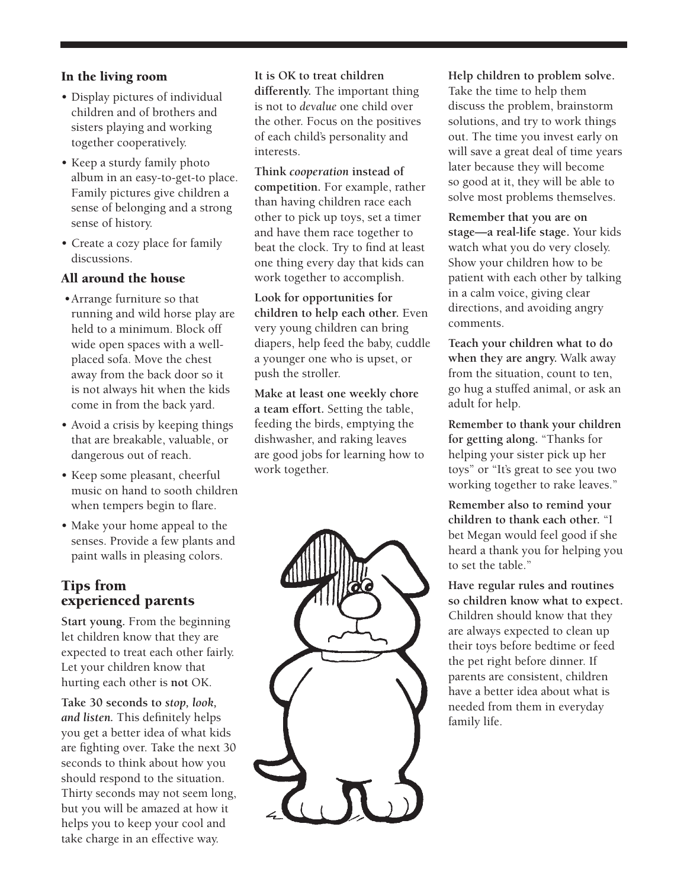### In the living room

- Display pictures of individual children and of brothers and sisters playing and working together cooperatively.
- Keep a sturdy family photo album in an easy-to-get-to place. Family pictures give children a sense of belonging and a strong sense of history.
- Create a cozy place for family discussions.

### All around the house

- Arrange furniture so that running and wild horse play are held to a minimum. Block off wide open spaces with a well-placed sofa. Move the chest away from the back door so it is not always hit when the kids come in from the back yard.
- Avoid a crisis by keeping things that are breakable, valuable, or dangerous out of reach.
- Keep some pleasant, cheerful music on hand to sooth children when tempers begin to flare.
- Make your home appeal to the senses. Provide a few plants and paint walls in pleasing colors.

## Tips from experienced parents

**Start young.** From the beginning let children know that they are expected to treat each other fairly. Let your children know that hurting each other is **not** OK.

**Take 30 seconds to *stop, look, and listen.*** This definitely helps you get a better idea of what kids are fighting over. Take the next 30 seconds to think about how you should respond to the situation. Thirty seconds may not seem long, but you will be amazed at how it helps you to keep your cool and take charge in an effective way.

**It is OK to treat children differently.** The important thing is not to *devalue* one child over the other. Focus on the positives of each child's personality and interests.

**Think *cooperation* instead of competition.** For example, rather than having children race each other to pick up toys, set a timer and have them race together to beat the clock. Try to find at least one thing every day that kids can work together to accomplish.

**Look for opportunities for children to help each other.** Even very young children can bring diapers, help feed the baby, cuddle a younger one who is upset, or push the stroller.

**Make at least one weekly chore a team effort.** Setting the table, feeding the birds, emptying the dishwasher, and raking leaves are good jobs for learning how to work together.

**Help children to problem solve.** Take the time to help them discuss the problem, brainstorm solutions, and try to work things out. The time you invest early on will save a great deal of time years later because they will become so good at it, they will be able to solve most problems themselves.

**Remember that you are on stage—a real-life stage.** Your kids watch what you do very closely. Show your children how to be patient with each other by talking in a calm voice, giving clear directions, and avoiding angry comments.

**Teach your children what to do when they are angry.** Walk away from the situation, count to ten, go hug a stuffed animal, or ask an adult for help.

**Remember to thank your children for getting along.** "Thanks for helping your sister pick up her toys" or "It's great to see you two working together to rake leaves."

**Remember also to remind your children to thank each other.** "I bet Megan would feel good if she heard a thank you for helping you to set the table."

**Have regular rules and routines so children know what to expect.** Children should know that they are always expected to clean up their toys before bedtime or feed the pet right before dinner. If parents are consistent, children have a better idea about what is needed from them in everyday family life.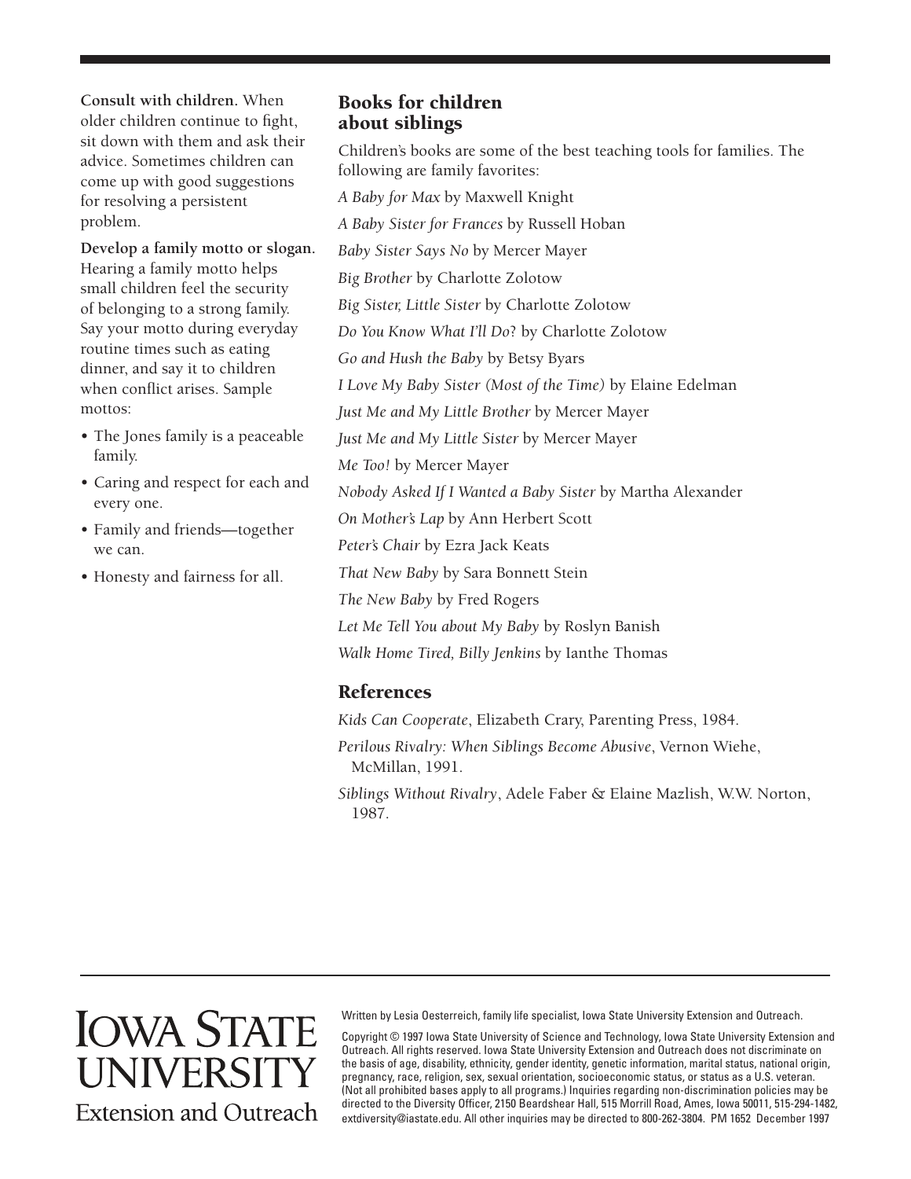**Consult with children.** When older children continue to fight, sit down with them and ask their advice. Sometimes children can come up with good suggestions for resolving a persistent problem.

**Develop a family motto or slogan.** Hearing a family motto helps small children feel the security of belonging to a strong family. Say your motto during everyday routine times such as eating dinner, and say it to children when conflict arises. Sample mottos:

- The Jones family is a peaceable family.
- Caring and respect for each and every one.
- Family and friends—together we can.
- Honesty and fairness for all.

## Books for children about siblings

Children's books are some of the best teaching tools for families. The following are family favorites:

*A Baby for Max* by Maxwell Knight

*A Baby Sister for Frances* by Russell Hoban

*Baby Sister Says No* by Mercer Mayer

*Big Brother* by Charlotte Zolotow

*Big Sister, Little Sister* by Charlotte Zolotow

*Do You Know What I'll Do*? by Charlotte Zolotow

*Go and Hush the Baby* by Betsy Byars

*I Love My Baby Sister (Most of the Time)* by Elaine Edelman

*Just Me and My Little Brother* by Mercer Mayer

*Just Me and My Little Sister* by Mercer Mayer

*Me Too!* by Mercer Mayer

*Nobody Asked If I Wanted a Baby Sister* by Martha Alexander

*On Mother's Lap* by Ann Herbert Scott

*Peter's Chair* by Ezra Jack Keats

*That New Baby* by Sara Bonnett Stein

*The New Baby* by Fred Rogers

*Let Me Tell You about My Baby* by Roslyn Banish

*Walk Home Tired, Billy Jenkins* by Ianthe Thomas

## References

*Kids Can Cooperate*, Elizabeth Crary, Parenting Press, 1984.

*Perilous Rivalry: When Siblings Become Abusive*, Vernon Wiehe, McMillan, 1991.

*Siblings Without Rivalry*, Adele Faber & Elaine Mazlish, W.W. Norton, 1987.

IOWA STATE UNIVERSITY
Extension and Outreach

Written by Lesia Oesterreich, family life specialist, Iowa State University Extension and Outreach.

Copyright © 1997 Iowa State University of Science and Technology, Iowa State University Extension and Outreach. All rights reserved. Iowa State University Extension and Outreach does not discriminate on the basis of age, disability, ethnicity, gender identity, genetic information, marital status, national origin, pregnancy, race, religion, sex, sexual orientation, socioeconomic status, or status as a U.S. veteran. (Not all prohibited bases apply to all programs.) Inquiries regarding non-discrimination policies may be directed to the Diversity Officer, 2150 Beardshear Hall, 515 Morrill Road, Ames, Iowa 50011, 515-294-1482, extdiversity@iastate.edu. All other inquiries may be directed to 800-262-3804. PM 1652 December 1997